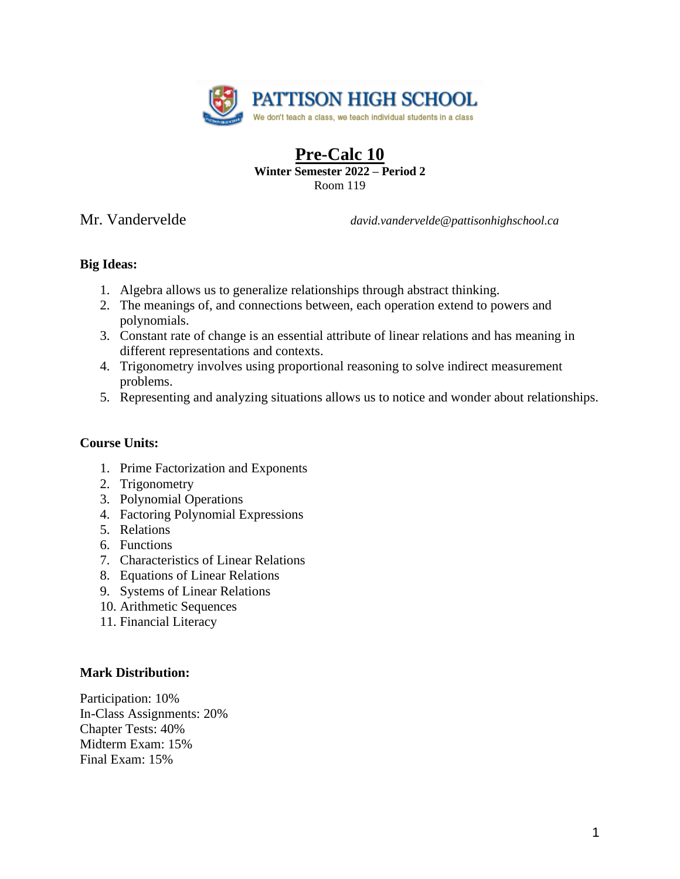**PATTISON HIGH SCHOOL**
We don't teach a class, we teach individual students in a class

# Pre-Calc 10

**Winter Semester 2022 – Period 2**
Room 119

Mr. Vandervelde *david.vandervelde@pattisonhighschool.ca*

**Big Ideas:**

1. Algebra allows us to generalize relationships through abstract thinking.
2. The meanings of, and connections between, each operation extend to powers and polynomials.
3. Constant rate of change is an essential attribute of linear relations and has meaning in different representations and contexts.
4. Trigonometry involves using proportional reasoning to solve indirect measurement problems.
5. Representing and analyzing situations allows us to notice and wonder about relationships.

**Course Units:**

1. Prime Factorization and Exponents
2. Trigonometry
3. Polynomial Operations
4. Factoring Polynomial Expressions
5. Relations
6. Functions
7. Characteristics of Linear Relations
8. Equations of Linear Relations
9. Systems of Linear Relations
10. Arithmetic Sequences
11. Financial Literacy

**Mark Distribution:**

Participation: 10%
In-Class Assignments: 20%
Chapter Tests: 40%
Midterm Exam: 15%
Final Exam: 15%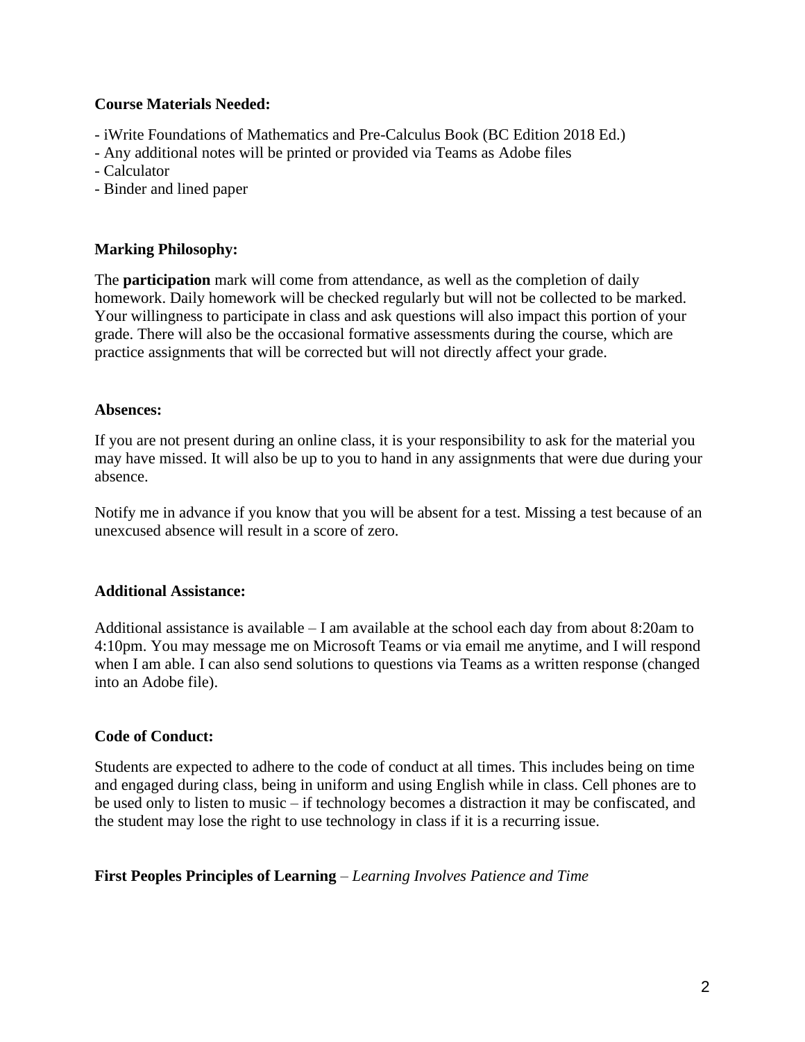**Course Materials Needed:**

- iWrite Foundations of Mathematics and Pre-Calculus Book (BC Edition 2018 Ed.)
- Any additional notes will be printed or provided via Teams as Adobe files
- Calculator
- Binder and lined paper

**Marking Philosophy:**

The **participation** mark will come from attendance, as well as the completion of daily homework. Daily homework will be checked regularly but will not be collected to be marked. Your willingness to participate in class and ask questions will also impact this portion of your grade. There will also be the occasional formative assessments during the course, which are practice assignments that will be corrected but will not directly affect your grade.

**Absences:**

If you are not present during an online class, it is your responsibility to ask for the material you may have missed. It will also be up to you to hand in any assignments that were due during your absence.

Notify me in advance if you know that you will be absent for a test. Missing a test because of an unexcused absence will result in a score of zero.

**Additional Assistance:**

Additional assistance is available – I am available at the school each day from about 8:20am to 4:10pm. You may message me on Microsoft Teams or via email me anytime, and I will respond when I am able. I can also send solutions to questions via Teams as a written response (changed into an Adobe file).

**Code of Conduct:**

Students are expected to adhere to the code of conduct at all times. This includes being on time and engaged during class, being in uniform and using English while in class. Cell phones are to be used only to listen to music – if technology becomes a distraction it may be confiscated, and the student may lose the right to use technology in class if it is a recurring issue.

**First Peoples Principles of Learning** – *Learning Involves Patience and Time*